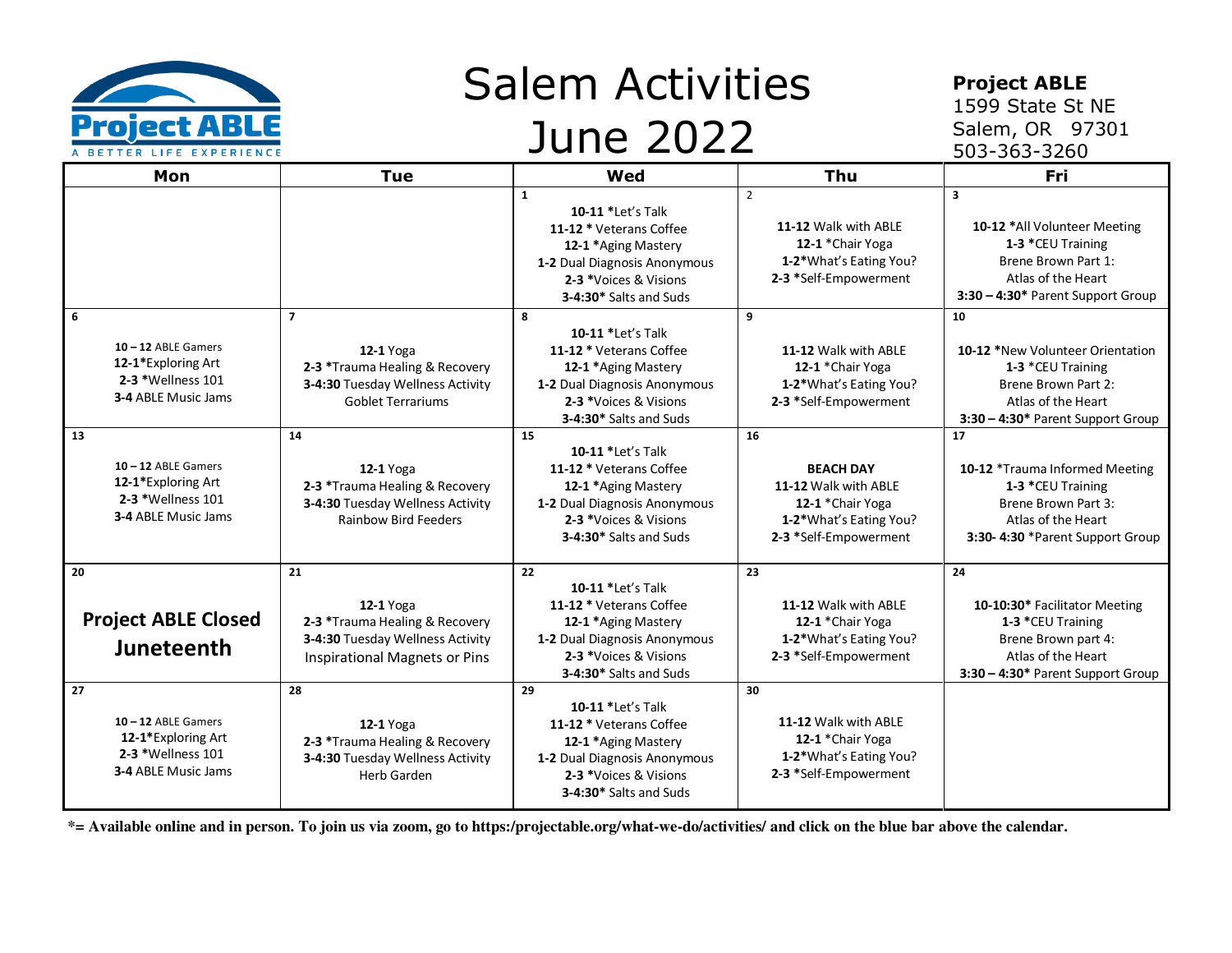Project ABLE
A BETTER LIFE EXPERIENCE

# Salem Activities June 2022

**Project ABLE**
1599 State St NE
Salem, OR 97301
503-363-3260

| Mon | Tue | Wed | Thu | Fri |
|---|---|---|---|---|
| | | 1<br>**10-11** *Let's Talk<br>**11-12** * Veterans Coffee<br>**12-1** *Aging Mastery<br>**1-2** Dual Diagnosis Anonymous<br>**2-3** *Voices & Visions<br>**3-4:30*** Salts and Suds | 2<br>**11-12** Walk with ABLE<br>**12-1** *Chair Yoga<br>**1-2***What's Eating You?<br>**2-3** *Self-Empowerment | 3<br>**10-12** *All Volunteer Meeting<br>**1-3** *CEU Training<br>Brene Brown Part 1:<br>Atlas of the Heart<br>**3:30 – 4:30*** Parent Support Group |
| 6<br>**10 – 12** ABLE Gamers<br>**12-1***Exploring Art<br>**2-3** *Wellness 101<br>**3-4** ABLE Music Jams | 7<br>**12-1** Yoga<br>**2-3** *Trauma Healing & Recovery<br>**3-4:30** Tuesday Wellness Activity<br>Goblet Terrariums | 8<br>**10-11** *Let's Talk<br>**11-12** * Veterans Coffee<br>**12-1** *Aging Mastery<br>**1-2** Dual Diagnosis Anonymous<br>**2-3** *Voices & Visions<br>**3-4:30*** Salts and Suds | 9<br>**11-12** Walk with ABLE<br>**12-1** *Chair Yoga<br>**1-2***What's Eating You?<br>**2-3** *Self-Empowerment | 10<br>**10-12** *New Volunteer Orientation<br>**1-3** *CEU Training<br>Brene Brown Part 2:<br>Atlas of the Heart<br>**3:30 – 4:30*** Parent Support Group |
| 13<br>**10 – 12** ABLE Gamers<br>**12-1***Exploring Art<br>**2-3** *Wellness 101<br>**3-4** ABLE Music Jams | 14<br>**12-1** Yoga<br>**2-3** *Trauma Healing & Recovery<br>**3-4:30** Tuesday Wellness Activity<br>Rainbow Bird Feeders | 15<br>**10-11** *Let's Talk<br>**11-12** * Veterans Coffee<br>**12-1** *Aging Mastery<br>**1-2** Dual Diagnosis Anonymous<br>**2-3** *Voices & Visions<br>**3-4:30*** Salts and Suds | 16<br>**BEACH DAY**<br>**11-12** Walk with ABLE<br>**12-1** *Chair Yoga<br>**1-2***What's Eating You?<br>**2-3** *Self-Empowerment | 17<br>**10-12** *Trauma Informed Meeting<br>**1-3** *CEU Training<br>Brene Brown Part 3:<br>Atlas of the Heart<br>**3:30- 4:30** *Parent Support Group |
| 20<br>**Project ABLE Closed Juneteenth** | 21<br>**12-1** Yoga<br>**2-3** *Trauma Healing & Recovery<br>**3-4:30** Tuesday Wellness Activity<br>Inspirational Magnets or Pins | 22<br>**10-11** *Let's Talk<br>**11-12** * Veterans Coffee<br>**12-1** *Aging Mastery<br>**1-2** Dual Diagnosis Anonymous<br>**2-3** *Voices & Visions<br>**3-4:30*** Salts and Suds | 23<br>**11-12** Walk with ABLE<br>**12-1** *Chair Yoga<br>**1-2***What's Eating You?<br>**2-3** *Self-Empowerment | 24<br>**10-10:30*** Facilitator Meeting<br>**1-3** *CEU Training<br>Brene Brown part 4:<br>Atlas of the Heart<br>**3:30 – 4:30*** Parent Support Group |
| 27<br>**10 – 12** ABLE Gamers<br>**12-1***Exploring Art<br>**2-3** *Wellness 101<br>**3-4** ABLE Music Jams | 28<br>**12-1** Yoga<br>**2-3** *Trauma Healing & Recovery<br>**3-4:30** Tuesday Wellness Activity<br>Herb Garden | 29<br>**10-11** *Let's Talk<br>**11-12** * Veterans Coffee<br>**12-1** *Aging Mastery<br>**1-2** Dual Diagnosis Anonymous<br>**2-3** *Voices & Visions<br>**3-4:30*** Salts and Suds | 30<br>**11-12** Walk with ABLE<br>**12-1** *Chair Yoga<br>**1-2***What's Eating You?<br>**2-3** *Self-Empowerment | |

**\*= Available online and in person. To join us via zoom, go to https:/projectable.org/what-we-do/activities/ and click on the blue bar above the calendar.**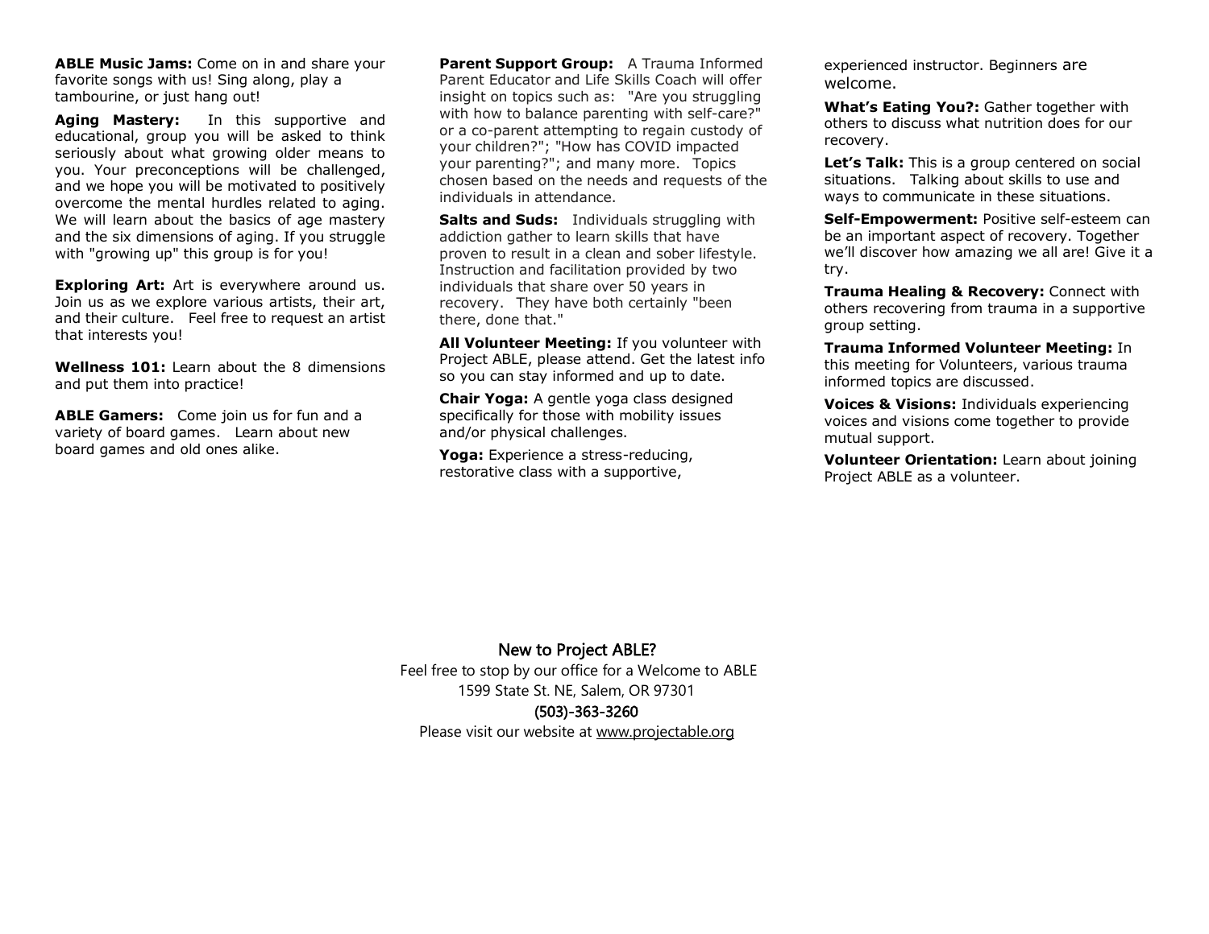**ABLE Music Jams:** Come on in and share your favorite songs with us! Sing along, play a tambourine, or just hang out!

**Aging Mastery:** In this supportive and educational, group you will be asked to think seriously about what growing older means to you. Your preconceptions will be challenged, and we hope you will be motivated to positively overcome the mental hurdles related to aging. We will learn about the basics of age mastery and the six dimensions of aging. If you struggle with "growing up" this group is for you!

**Exploring Art:** Art is everywhere around us. Join us as we explore various artists, their art, and their culture. Feel free to request an artist that interests you!

**Wellness 101:** Learn about the 8 dimensions and put them into practice!

**ABLE Gamers:** Come join us for fun and a variety of board games. Learn about new board games and old ones alike.

**Parent Support Group:** A Trauma Informed Parent Educator and Life Skills Coach will offer insight on topics such as: "Are you struggling with how to balance parenting with self-care?" or a co-parent attempting to regain custody of your children?"; "How has COVID impacted your parenting?"; and many more. Topics chosen based on the needs and requests of the individuals in attendance.

**Salts and Suds:** Individuals struggling with addiction gather to learn skills that have proven to result in a clean and sober lifestyle. Instruction and facilitation provided by two individuals that share over 50 years in recovery. They have both certainly "been there, done that."

**All Volunteer Meeting:** If you volunteer with Project ABLE, please attend. Get the latest info so you can stay informed and up to date.

**Chair Yoga:** A gentle yoga class designed specifically for those with mobility issues and/or physical challenges.

**Yoga:** Experience a stress-reducing, restorative class with a supportive, experienced instructor. Beginners are welcome.

**What's Eating You?:** Gather together with others to discuss what nutrition does for our recovery.

**Let's Talk:** This is a group centered on social situations. Talking about skills to use and ways to communicate in these situations.

**Self-Empowerment:** Positive self-esteem can be an important aspect of recovery. Together we'll discover how amazing we all are! Give it a try.

**Trauma Healing & Recovery:** Connect with others recovering from trauma in a supportive group setting.

**Trauma Informed Volunteer Meeting:** In this meeting for Volunteers, various trauma informed topics are discussed.

**Voices & Visions:** Individuals experiencing voices and visions come together to provide mutual support.

**Volunteer Orientation:** Learn about joining Project ABLE as a volunteer.

## New to Project ABLE?

Feel free to stop by our office for a Welcome to ABLE
1599 State St. NE, Salem, OR 97301
(503)-363-3260
Please visit our website at www.projectable.org